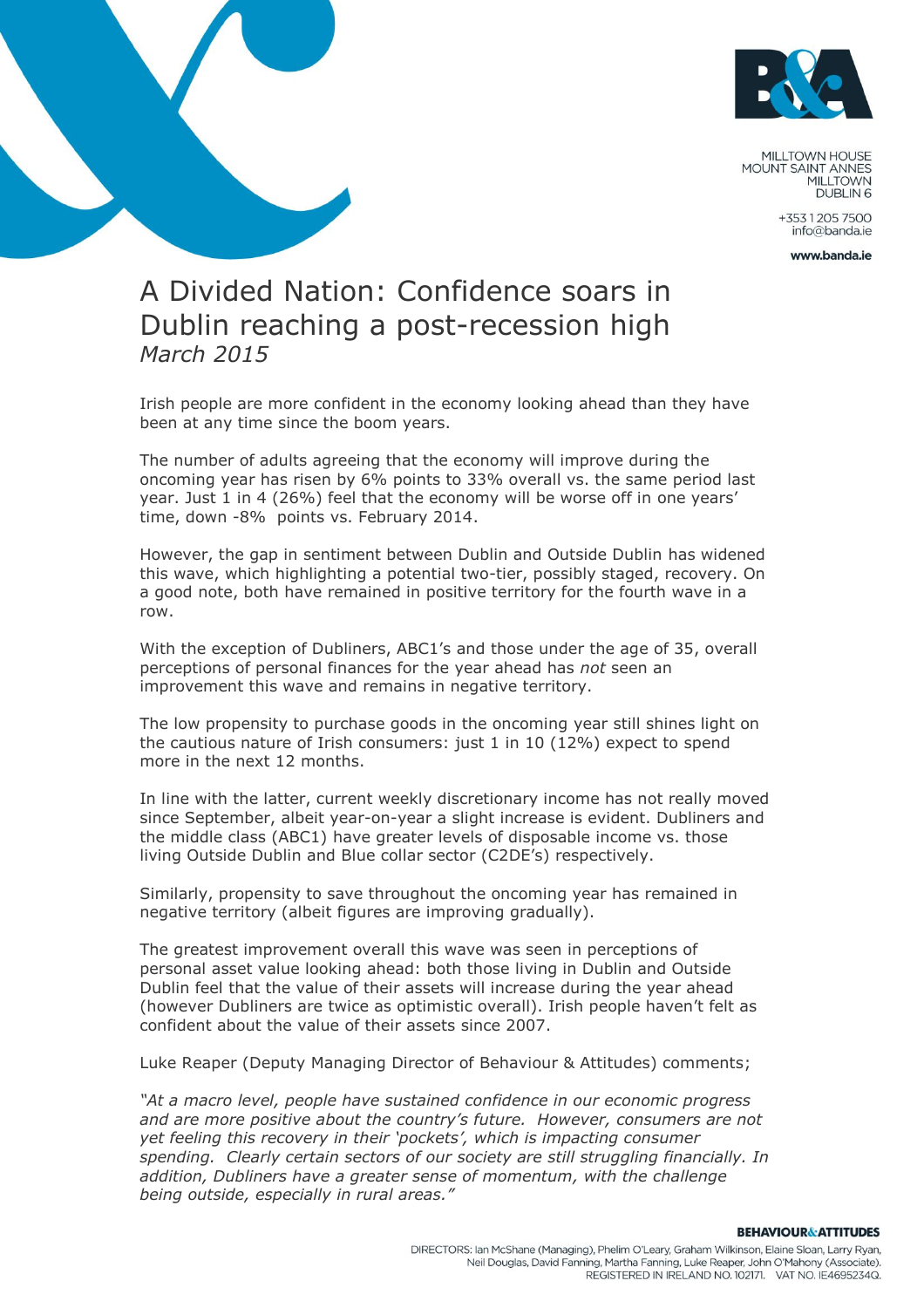MILLTOWN HOUSE
MOUNT SAINT ANNES
MILLTOWN
DUBLIN 6

+353 1 205 7500
info@banda.ie

www.banda.ie

# A Divided Nation: Confidence soars in Dublin reaching a post-recession high

*March 2015*

Irish people are more confident in the economy looking ahead than they have been at any time since the boom years.

The number of adults agreeing that the economy will improve during the oncoming year has risen by 6% points to 33% overall vs. the same period last year. Just 1 in 4 (26%) feel that the economy will be worse off in one years' time, down -8% points vs. February 2014.

However, the gap in sentiment between Dublin and Outside Dublin has widened this wave, which highlighting a potential two-tier, possibly staged, recovery. On a good note, both have remained in positive territory for the fourth wave in a row.

With the exception of Dubliners, ABC1's and those under the age of 35, overall perceptions of personal finances for the year ahead has *not* seen an improvement this wave and remains in negative territory.

The low propensity to purchase goods in the oncoming year still shines light on the cautious nature of Irish consumers: just 1 in 10 (12%) expect to spend more in the next 12 months.

In line with the latter, current weekly discretionary income has not really moved since September, albeit year-on-year a slight increase is evident. Dubliners and the middle class (ABC1) have greater levels of disposable income vs. those living Outside Dublin and Blue collar sector (C2DE's) respectively.

Similarly, propensity to save throughout the oncoming year has remained in negative territory (albeit figures are improving gradually).

The greatest improvement overall this wave was seen in perceptions of personal asset value looking ahead: both those living in Dublin and Outside Dublin feel that the value of their assets will increase during the year ahead (however Dubliners are twice as optimistic overall). Irish people haven't felt as confident about the value of their assets since 2007.

Luke Reaper (Deputy Managing Director of Behaviour & Attitudes) comments;

*"At a macro level, people have sustained confidence in our economic progress and are more positive about the country's future. However, consumers are not yet feeling this recovery in their 'pockets', which is impacting consumer spending. Clearly certain sectors of our society are still struggling financially. In addition, Dubliners have a greater sense of momentum, with the challenge being outside, especially in rural areas."*

**BEHAVIOUR&ATTITUDES**

DIRECTORS: Ian McShane (Managing), Phelim O'Leary, Graham Wilkinson, Elaine Sloan, Larry Ryan, Neil Douglas, David Fanning, Martha Fanning, Luke Reaper, John O'Mahony (Associate).
REGISTERED IN IRELAND NO. 102171. VAT NO. IE4695234Q.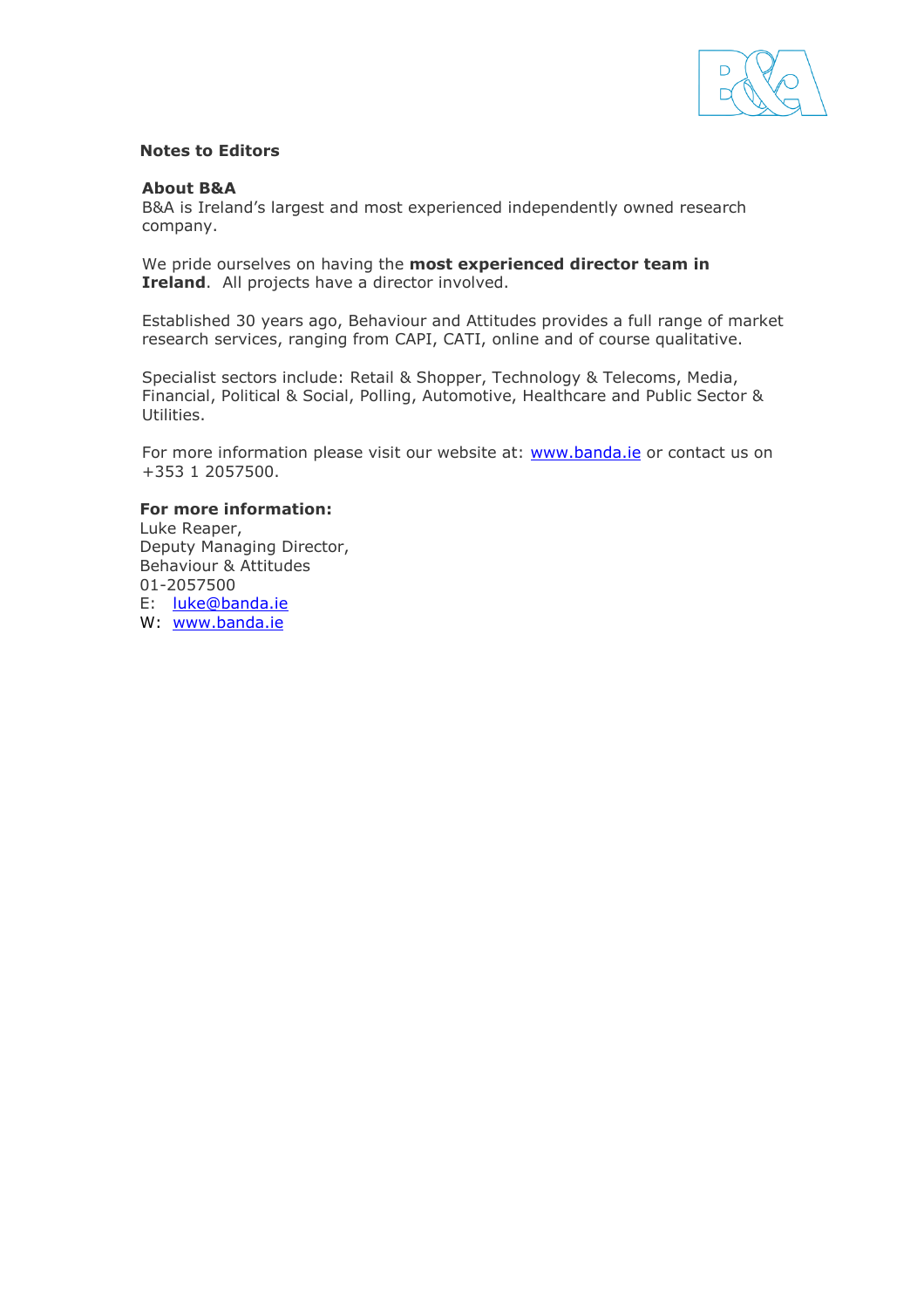**Notes to Editors**

**About B&A**

B&A is Ireland's largest and most experienced independently owned research company.

We pride ourselves on having the **most experienced director team in Ireland**. All projects have a director involved.

Established 30 years ago, Behaviour and Attitudes provides a full range of market research services, ranging from CAPI, CATI, online and of course qualitative.

Specialist sectors include: Retail & Shopper, Technology & Telecoms, Media, Financial, Political & Social, Polling, Automotive, Healthcare and Public Sector & Utilities.

For more information please visit our website at: www.banda.ie or contact us on +353 1 2057500.

**For more information:**

Luke Reaper,
Deputy Managing Director,
Behaviour & Attitudes
01-2057500
E: luke@banda.ie
W: www.banda.ie